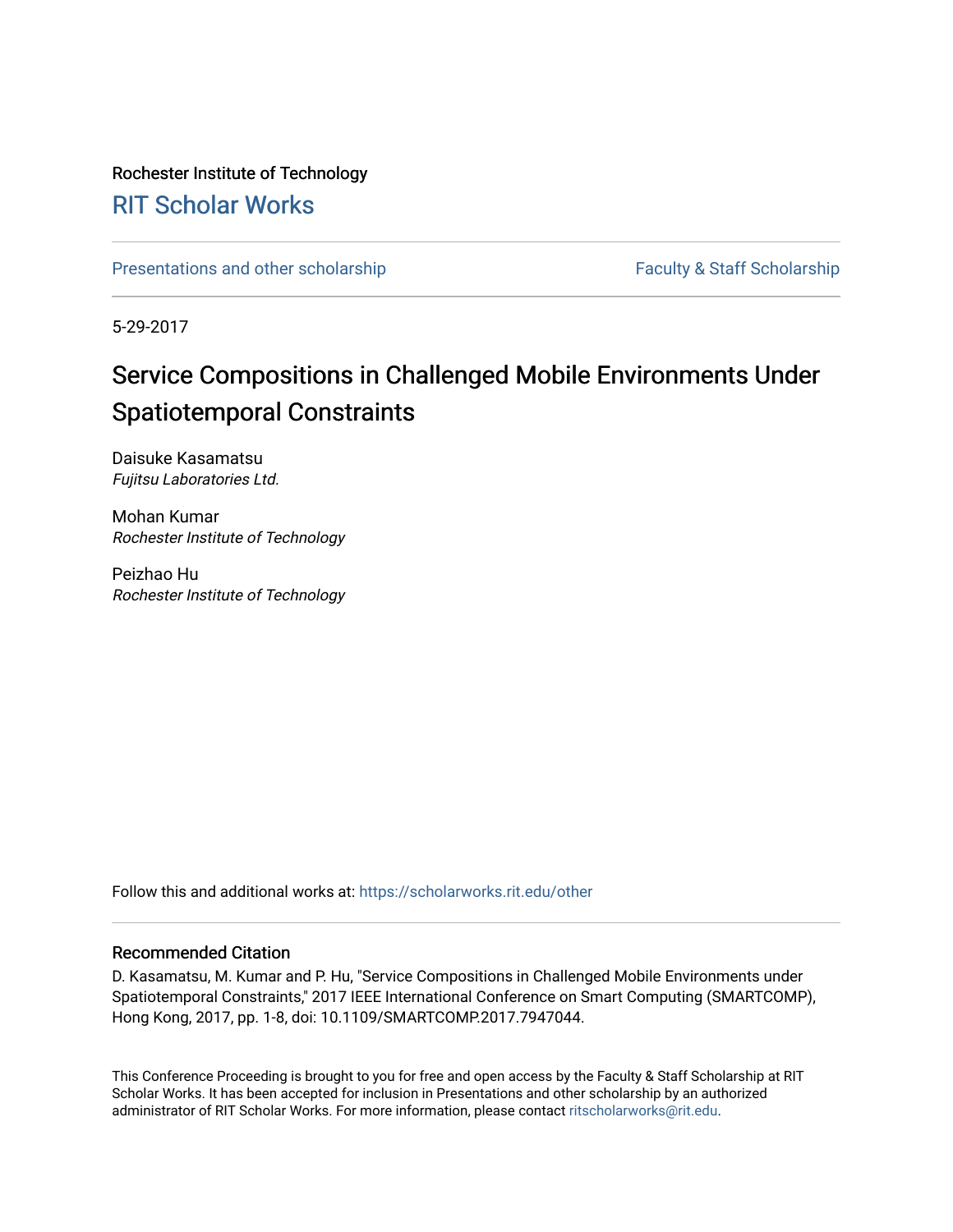Rochester Institute of Technology

# RIT Scholar Works

Presentations and other scholarship

Faculty & Staff Scholarship

5-29-2017

# Service Compositions in Challenged Mobile Environments Under Spatiotemporal Constraints

Daisuke Kasamatsu
*Fujitsu Laboratories Ltd.*

Mohan Kumar
*Rochester Institute of Technology*

Peizhao Hu
*Rochester Institute of Technology*

Follow this and additional works at: https://scholarworks.rit.edu/other

## Recommended Citation

D. Kasamatsu, M. Kumar and P. Hu, "Service Compositions in Challenged Mobile Environments under Spatiotemporal Constraints," 2017 IEEE International Conference on Smart Computing (SMARTCOMP), Hong Kong, 2017, pp. 1-8, doi: 10.1109/SMARTCOMP.2017.7947044.

This Conference Proceeding is brought to you for free and open access by the Faculty & Staff Scholarship at RIT Scholar Works. It has been accepted for inclusion in Presentations and other scholarship by an authorized administrator of RIT Scholar Works. For more information, please contact ritscholarworks@rit.edu.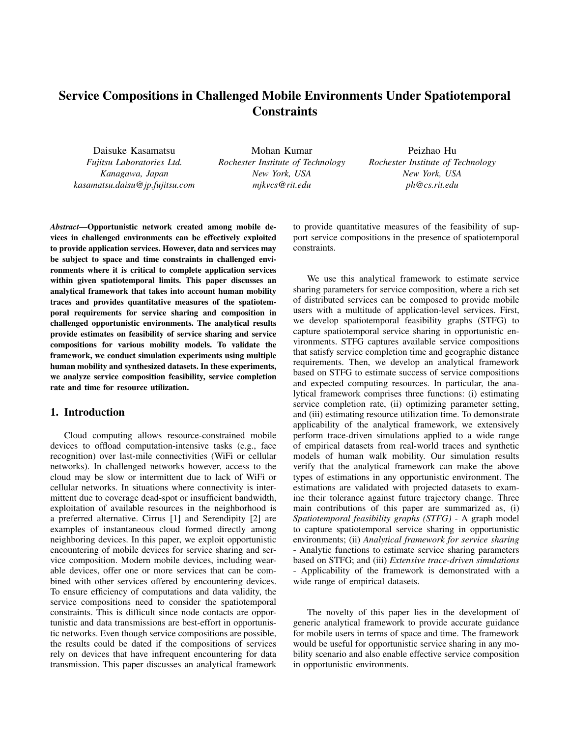# Service Compositions in Challenged Mobile Environments Under Spatiotemporal Constraints

Daisuke Kasamatsu
*Fujitsu Laboratories Ltd.*
*Kanagawa, Japan*
*kasamatsu.daisu@jp.fujitsu.com*

Mohan Kumar
*Rochester Institute of Technology*
*New York, USA*
*mjkvcs@rit.edu*

Peizhao Hu
*Rochester Institute of Technology*
*New York, USA*
*ph@cs.rit.edu*

***Abstract*—Opportunistic network created among mobile devices in challenged environments can be effectively exploited to provide application services. However, data and services may be subject to space and time constraints in challenged environments where it is critical to complete application services within given spatiotemporal limits. This paper discusses an analytical framework that takes into account human mobility traces and provides quantitative measures of the spatiotemporal requirements for service sharing and composition in challenged opportunistic environments. The analytical results provide estimates on feasibility of service sharing and service compositions for various mobility models. To validate the framework, we conduct simulation experiments using multiple human mobility and synthesized datasets. In these experiments, we analyze service composition feasibility, service completion rate and time for resource utilization.**

## 1. Introduction

Cloud computing allows resource-constrained mobile devices to offload computation-intensive tasks (e.g., face recognition) over last-mile connectivities (WiFi or cellular networks). In challenged networks however, access to the cloud may be slow or intermittent due to lack of WiFi or cellular networks. In situations where connectivity is intermittent due to coverage dead-spot or insufficient bandwidth, exploitation of available resources in the neighborhood is a preferred alternative. Cirrus [1] and Serendipity [2] are examples of instantaneous cloud formed directly among neighboring devices. In this paper, we exploit opportunistic encountering of mobile devices for service sharing and service composition. Modern mobile devices, including wearable devices, offer one or more services that can be combined with other services offered by encountering devices. To ensure efficiency of computations and data validity, the service compositions need to consider the spatiotemporal constraints. This is difficult since node contacts are opportunistic and data transmissions are best-effort in opportunistic networks. Even though service compositions are possible, the results could be dated if the compositions of services rely on devices that have infrequent encountering for data transmission. This paper discusses an analytical framework to provide quantitative measures of the feasibility of support service compositions in the presence of spatiotemporal constraints.

We use this analytical framework to estimate service sharing parameters for service composition, where a rich set of distributed services can be composed to provide mobile users with a multitude of application-level services. First, we develop spatiotemporal feasibility graphs (STFG) to capture spatiotemporal service sharing in opportunistic environments. STFG captures available service compositions that satisfy service completion time and geographic distance requirements. Then, we develop an analytical framework based on STFG to estimate success of service compositions and expected computing resources. In particular, the analytical framework comprises three functions: (i) estimating service completion rate, (ii) optimizing parameter setting, and (iii) estimating resource utilization time. To demonstrate applicability of the analytical framework, we extensively perform trace-driven simulations applied to a wide range of empirical datasets from real-world traces and synthetic models of human walk mobility. Our simulation results verify that the analytical framework can make the above types of estimations in any opportunistic environment. The estimations are validated with projected datasets to examine their tolerance against future trajectory change. Three main contributions of this paper are summarized as, (i) *Spatiotemporal feasibility graphs (STFG)* - A graph model to capture spatiotemporal service sharing in opportunistic environments; (ii) *Analytical framework for service sharing* - Analytic functions to estimate service sharing parameters based on STFG; and (iii) *Extensive trace-driven simulations* - Applicability of the framework is demonstrated with a wide range of empirical datasets.

The novelty of this paper lies in the development of generic analytical framework to provide accurate guidance for mobile users in terms of space and time. The framework would be useful for opportunistic service sharing in any mobility scenario and also enable effective service composition in opportunistic environments.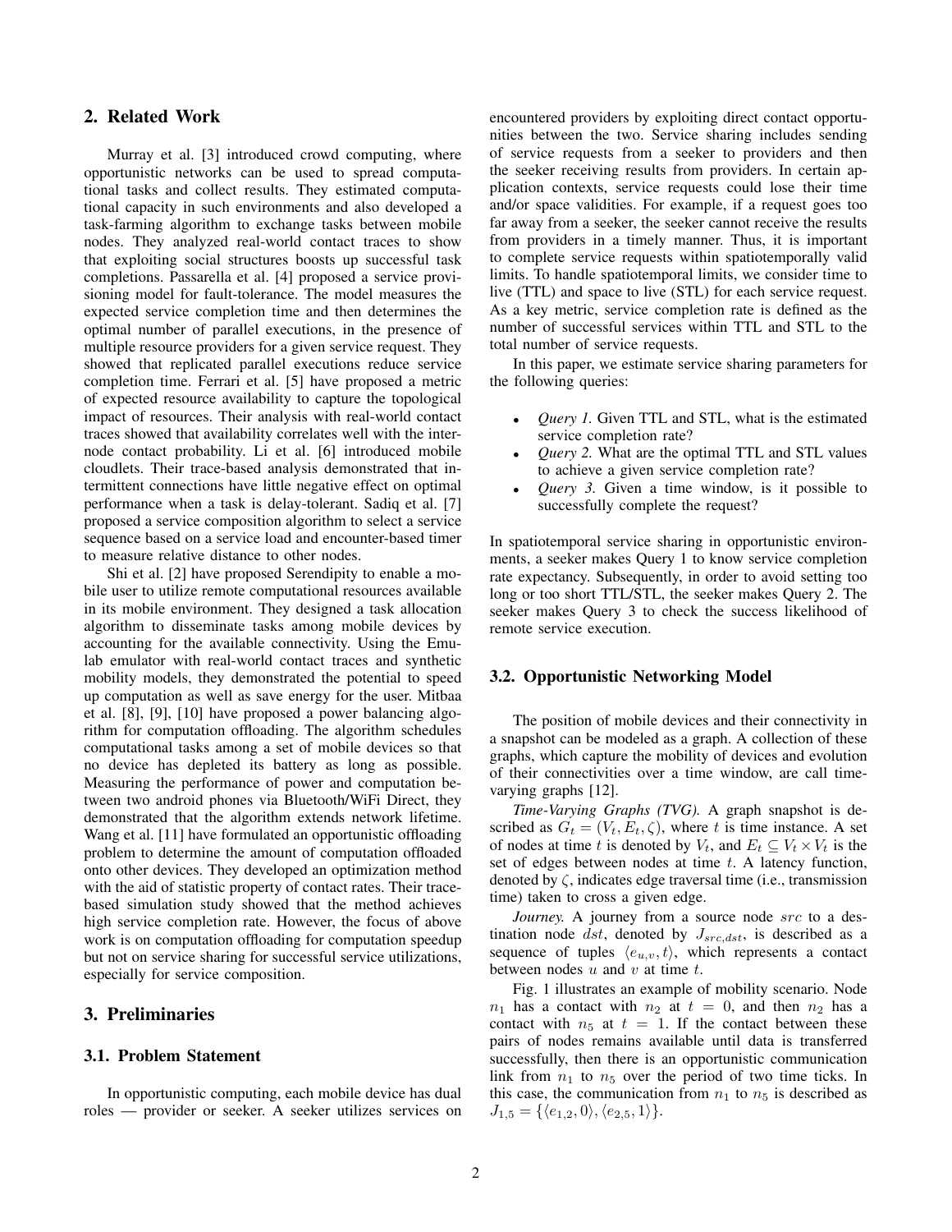## 2. Related Work

Murray et al. [3] introduced crowd computing, where opportunistic networks can be used to spread computational tasks and collect results. They estimated computational capacity in such environments and also developed a task-farming algorithm to exchange tasks between mobile nodes. They analyzed real-world contact traces to show that exploiting social structures boosts up successful task completions. Passarella et al. [4] proposed a service provisioning model for fault-tolerance. The model measures the expected service completion time and then determines the optimal number of parallel executions, in the presence of multiple resource providers for a given service request. They showed that replicated parallel executions reduce service completion time. Ferrari et al. [5] have proposed a metric of expected resource availability to capture the topological impact of resources. Their analysis with real-world contact traces showed that availability correlates well with the inter-node contact probability. Li et al. [6] introduced mobile cloudlets. Their trace-based analysis demonstrated that intermittent connections have little negative effect on optimal performance when a task is delay-tolerant. Sadiq et al. [7] proposed a service composition algorithm to select a service sequence based on a service load and encounter-based timer to measure relative distance to other nodes.

Shi et al. [2] have proposed Serendipity to enable a mobile user to utilize remote computational resources available in its mobile environment. They designed a task allocation algorithm to disseminate tasks among mobile devices by accounting for the available connectivity. Using the Emulab emulator with real-world contact traces and synthetic mobility models, they demonstrated the potential to speed up computation as well as save energy for the user. Mitbaa et al. [8], [9], [10] have proposed a power balancing algorithm for computation offloading. The algorithm schedules computational tasks among a set of mobile devices so that no device has depleted its battery as long as possible. Measuring the performance of power and computation between two android phones via Bluetooth/WiFi Direct, they demonstrated that the algorithm extends network lifetime. Wang et al. [11] have formulated an opportunistic offloading problem to determine the amount of computation offloaded onto other devices. They developed an optimization method with the aid of statistic property of contact rates. Their trace-based simulation study showed that the method achieves high service completion rate. However, the focus of above work is on computation offloading for computation speedup but not on service sharing for successful service utilizations, especially for service composition.

## 3. Preliminaries

### 3.1. Problem Statement

In opportunistic computing, each mobile device has dual roles — provider or seeker. A seeker utilizes services on encountered providers by exploiting direct contact opportunities between the two. Service sharing includes sending of service requests from a seeker to providers and then the seeker receiving results from providers. In certain application contexts, service requests could lose their time and/or space validities. For example, if a request goes too far away from a seeker, the seeker cannot receive the results from providers in a timely manner. Thus, it is important to complete service requests within spatiotemporally valid limits. To handle spatiotemporal limits, we consider time to live (TTL) and space to live (STL) for each service request. As a key metric, service completion rate is defined as the number of successful services within TTL and STL to the total number of service requests.

In this paper, we estimate service sharing parameters for the following queries:

- *Query 1.* Given TTL and STL, what is the estimated service completion rate?
- *Query 2.* What are the optimal TTL and STL values to achieve a given service completion rate?
- *Query 3.* Given a time window, is it possible to successfully complete the request?

In spatiotemporal service sharing in opportunistic environments, a seeker makes Query 1 to know service completion rate expectancy. Subsequently, in order to avoid setting too long or too short TTL/STL, the seeker makes Query 2. The seeker makes Query 3 to check the success likelihood of remote service execution.

### 3.2. Opportunistic Networking Model

The position of mobile devices and their connectivity in a snapshot can be modeled as a graph. A collection of these graphs, which capture the mobility of devices and evolution of their connectivities over a time window, are call time-varying graphs [12].

*Time-Varying Graphs (TVG).* A graph snapshot is described as $G_t = (V_t, E_t, \zeta)$, where $t$ is time instance. A set of nodes at time $t$ is denoted by $V_t$, and $E_t \subseteq V_t \times V_t$ is the set of edges between nodes at time $t$. A latency function, denoted by $\zeta$, indicates edge traversal time (i.e., transmission time) taken to cross a given edge.

*Journey.* A journey from a source node $src$ to a destination node $dst$, denoted by $J_{src,dst}$, is described as a sequence of tuples $\langle e_{u,v}, t \rangle$, which represents a contact between nodes $u$ and $v$ at time $t$.

Fig. 1 illustrates an example of mobility scenario. Node $n_1$ has a contact with $n_2$ at $t = 0$, and then $n_2$ has a contact with $n_5$ at $t = 1$. If the contact between these pairs of nodes remains available until data is transferred successfully, then there is an opportunistic communication link from $n_1$ to $n_5$ over the period of two time ticks. In this case, the communication from $n_1$ to $n_5$ is described as $J_{1,5} = \{\langle e_{1,2}, 0 \rangle, \langle e_{2,5}, 1 \rangle\}$.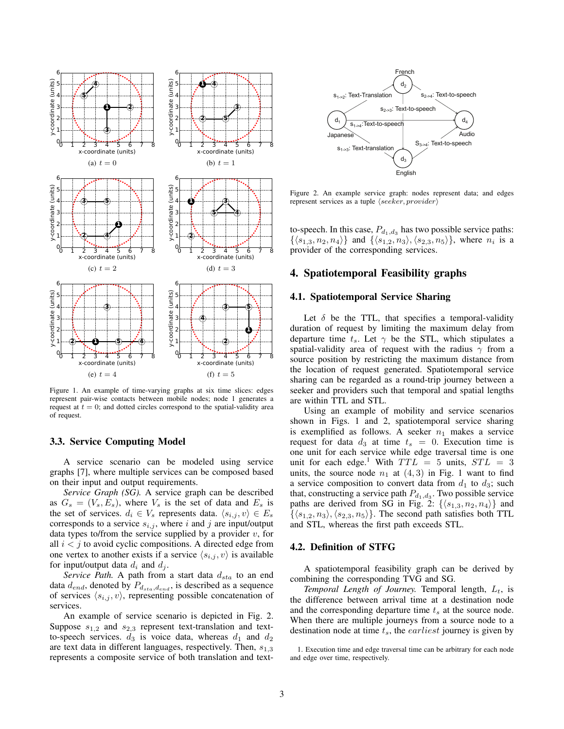Figure 1. An example of time-varying graphs at six time slices: edges represent pair-wise contacts between mobile nodes; node 1 generates a request at $t = 0$; and dotted circles correspond to the spatial-validity area of request.

### 3.3. Service Computing Model

A service scenario can be modeled using service graphs [7], where multiple services can be composed based on their input and output requirements.

*Service Graph (SG).* A service graph can be described as $G_s = (V_s, E_s)$, where $V_s$ is the set of data and $E_s$ is the set of services. $d_i \in V_s$ represents data. $\langle s_{i,j}, v\rangle \in E_s$ corresponds to a service $s_{i,j}$, where $i$ and $j$ are input/output data types to/from the service supplied by a provider $v$, for all $i < j$ to avoid cyclic compositions. A directed edge from one vertex to another exists if a service $\langle s_{i,j}, v\rangle$ is available for input/output data $d_i$ and $d_j$.

*Service Path.* A path from a start data $d_{sta}$ to an end data $d_{end}$, denoted by $P_{d_{sta},d_{end}}$, is described as a sequence of services $\langle s_{i,j}, v\rangle$, representing possible concatenation of services.

An example of service scenario is depicted in Fig. 2. Suppose $s_{1,2}$ and $s_{2,3}$ represent text-translation and text-to-speech services. $d_3$ is voice data, whereas $d_1$ and $d_2$ are text data in different languages, respectively. Then, $s_{1,3}$ represents a composite service of both translation and text-to-speech. In this case, $P_{d_1,d_3}$ has two possible service paths: $\{\langle s_{1,3}, n_2, n_4\rangle\}$ and $\{\langle s_{1,2}, n_3\rangle, \langle s_{2,3}, n_5\rangle\}$, where $n_i$ is a provider of the corresponding services.

Figure 2. An example service graph: nodes represent data; and edges represent services as a tuple $\langle seeker, provider\rangle$

## 4. Spatiotemporal Feasibility graphs

### 4.1. Spatiotemporal Service Sharing

Let $\delta$ be the TTL, that specifies a temporal-validity duration of request by limiting the maximum delay from departure time $t_s$. Let $\gamma$ be the STL, which stipulates a spatial-validity area of request with the radius $\gamma$ from a source position by restricting the maximum distance from the location of request generated. Spatiotemporal service sharing can be regarded as a round-trip journey between a seeker and providers such that temporal and spatial lengths are within TTL and STL.

Using an example of mobility and service scenarios shown in Figs. 1 and 2, spatiotemporal service sharing is exemplified as follows. A seeker $n_1$ makes a service request for data $d_3$ at time $t_s = 0$. Execution time is one unit for each service while edge traversal time is one unit for each edge.[1] With $TTL = 5$ units, $STL = 3$ units, the source node $n_1$ at $(4, 3)$ in Fig. 1 want to find a service composition to convert data from $d_1$ to $d_3$; such that, constructing a service path $P_{d_1,d_3}$. Two possible service paths are derived from SG in Fig. 2: $\{\langle s_{1,3}, n_2, n_4\rangle\}$ and $\{\langle s_{1,2}, n_3\rangle, \langle s_{2,3}, n_5\rangle\}$. The second path satisfies both TTL and STL, whereas the first path exceeds STL.

### 4.2. Definition of STFG

A spatiotemporal feasibility graph can be derived by combining the corresponding TVG and SG.

*Temporal Length of Journey.* Temporal length, $L_t$, is the difference between arrival time at a destination node and the corresponding departure time $t_s$ at the source node. When there are multiple journeys from a source node to a destination node at time $t_s$, the *earliest* journey is given by

1. Execution time and edge traversal time can be arbitrary for each node and edge over time, respectively.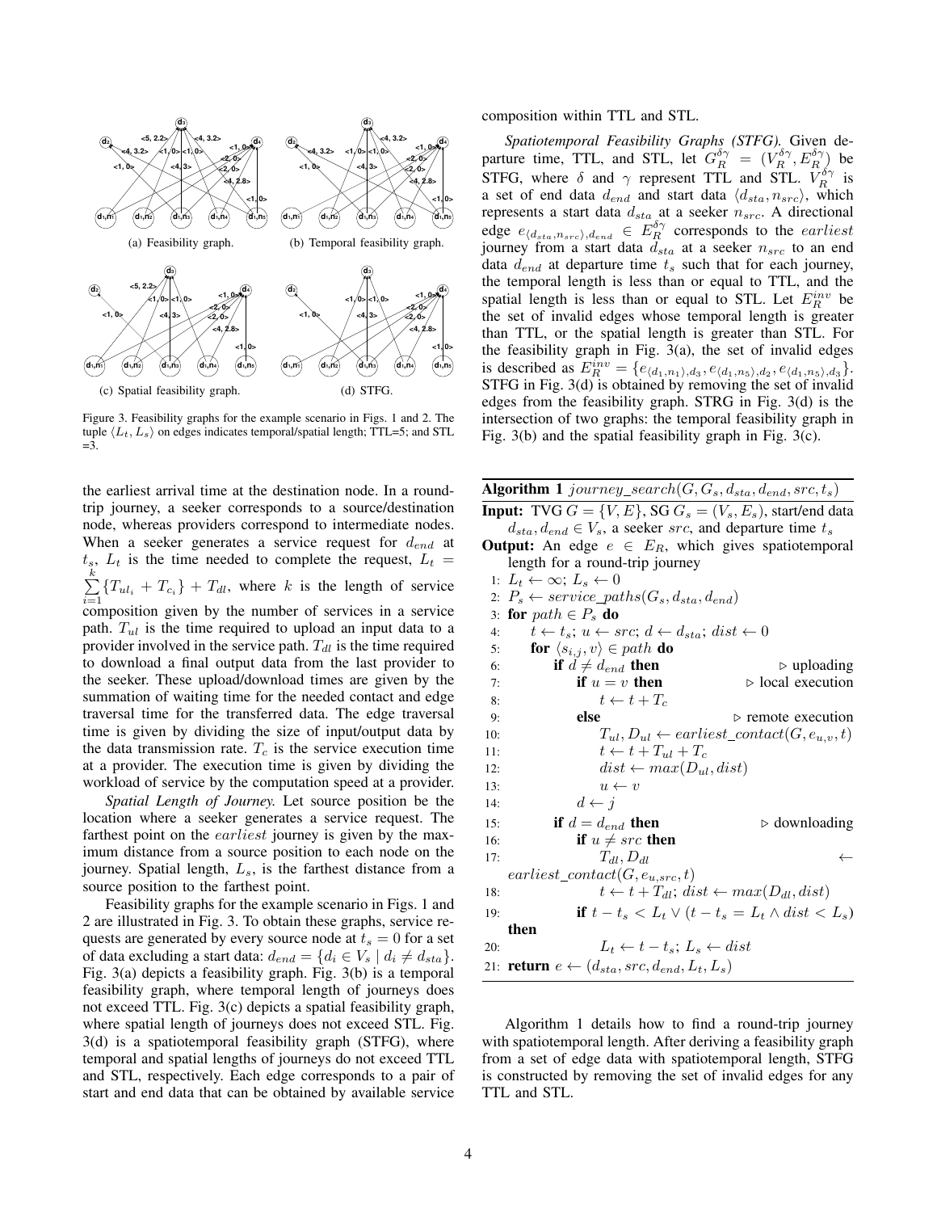Figure 3. Feasibility graphs for the example scenario in Figs. 1 and 2. The tuple $\langle L_t, L_s \rangle$ on edges indicates temporal/spatial length; TTL=5; and STL =3.

(a) Feasibility graph. (b) Temporal feasibility graph. (c) Spatial feasibility graph. (d) STFG.

the earliest arrival time at the destination node. In a round-trip journey, a seeker corresponds to a source/destination node, whereas providers correspond to intermediate nodes. When a seeker generates a service request for $d_{end}$ at $t_s$, $L_t$ is the time needed to complete the request, $L_t = \sum_{i=1}^{k} \{T_{ul_i} + T_{c_i}\} + T_{dl}$, where $k$ is the length of service composition given by the number of services in a service path. $T_{ul}$ is the time required to upload an input data to a provider involved in the service path. $T_{dl}$ is the time required to download a final output data from the last provider to the seeker. These upload/download times are given by the summation of waiting time for the needed contact and edge traversal time for the transferred data. The edge traversal time is given by dividing the size of input/output data by the data transmission rate. $T_c$ is the service execution time at a provider. The execution time is given by dividing the workload of service by the computation speed at a provider.

*Spatial Length of Journey.* Let source position be the location where a seeker generates a service request. The farthest point on the *earliest* journey is given by the maximum distance from a source position to each node on the journey. Spatial length, $L_s$, is the farthest distance from a source position to the farthest point.

Feasibility graphs for the example scenario in Figs. 1 and 2 are illustrated in Fig. 3. To obtain these graphs, service requests are generated by every source node at $t_s = 0$ for a set of data excluding a start data: $d_{end} = \{d_i \in V_s \mid d_i \neq d_{sta}\}$. Fig. 3(a) depicts a feasibility graph. Fig. 3(b) is a temporal feasibility graph, where temporal length of journeys does not exceed TTL. Fig. 3(c) depicts a spatial feasibility graph, where spatial length of journeys does not exceed STL. Fig. 3(d) is a spatiotemporal feasibility graph (STFG), where temporal and spatial lengths of journeys do not exceed TTL and STL, respectively. Each edge corresponds to a pair of start and end data that can be obtained by available service composition within TTL and STL.

*Spatiotemporal Feasibility Graphs (STFG).* Given departure time, TTL, and STL, let $G_R^{\delta\gamma} = (V_R^{\delta\gamma}, E_R^{\delta\gamma})$ be STFG, where $\delta$ and $\gamma$ represent TTL and STL. $V_R^{\delta\gamma}$ is a set of end data $d_{end}$ and start data $\langle d_{sta}, n_{src} \rangle$, which represents a start data $d_{sta}$ at a seeker $n_{src}$. A directional edge $e_{\langle d_{sta}, n_{src} \rangle, d_{end}} \in E_R^{\delta\gamma}$ corresponds to the *earliest* journey from a start data $d_{sta}$ at a seeker $n_{src}$ to an end data $d_{end}$ at departure time $t_s$ such that for each journey, the temporal length is less than or equal to TTL, and the spatial length is less than or equal to STL. Let $E_R^{inv}$ be the set of invalid edges whose temporal length is greater than TTL, or the spatial length is greater than STL. For the feasibility graph in Fig. 3(a), the set of invalid edges is described as $E_R^{inv} = \{e_{\langle d_1, n_1 \rangle, d_3}, e_{\langle d_1, n_5 \rangle, d_2}, e_{\langle d_1, n_5 \rangle, d_3}\}$. STFG in Fig. 3(d) is obtained by removing the set of invalid edges from the feasibility graph. STRG in Fig. 3(d) is the intersection of two graphs: the temporal feasibility graph in Fig. 3(b) and the spatial feasibility graph in Fig. 3(c).

**Algorithm 1** $journey\_search(G, G_s, d_{sta}, d_{end}, src, t_s)$

**Input:** TVG $G = \{V, E\}$, SG $G_s = (V_s, E_s)$, start/end data $d_{sta}, d_{end} \in V_s$, a seeker $src$, and departure time $t_s$

**Output:** An edge $e \in E_R$, which gives spatiotemporal length for a round-trip journey

```
 1: L_t ← ∞; L_s ← 0
 2: P_s ← service_paths(G_s, d_sta, d_end)
 3: for path ∈ P_s do
 4:     t ← t_s; u ← src; d ← d_sta; dist ← 0
 5:     for ⟨s_{i,j}, v⟩ ∈ path do
 6:         if d ≠ d_end then                         ▷ uploading
 7:             if u = v then                         ▷ local execution
 8:                 t ← t + T_c
 9:             else                                  ▷ remote execution
10:                 T_ul, D_ul ← earliest_contact(G, e_{u,v}, t)
11:                 t ← t + T_ul + T_c
12:                 dist ← max(D_ul, dist)
13:                 u ← v
14:             d ← j
15:         if d = d_end then                         ▷ downloading
16:             if u ≠ src then
17:                 T_dl, D_dl ← earliest_contact(G, e_{u,src}, t)
18:                 t ← t + T_dl; dist ← max(D_dl, dist)
19:             if t − t_s < L_t ∨ (t − t_s = L_t ∧ dist < L_s) then
20:                 L_t ← t − t_s; L_s ← dist
21: return e ← (d_sta, src, d_end, L_t, L_s)
```

Algorithm 1 details how to find a round-trip journey with spatiotemporal length. After deriving a feasibility graph from a set of edge data with spatiotemporal length, STFG is constructed by removing the set of invalid edges for any TTL and STL.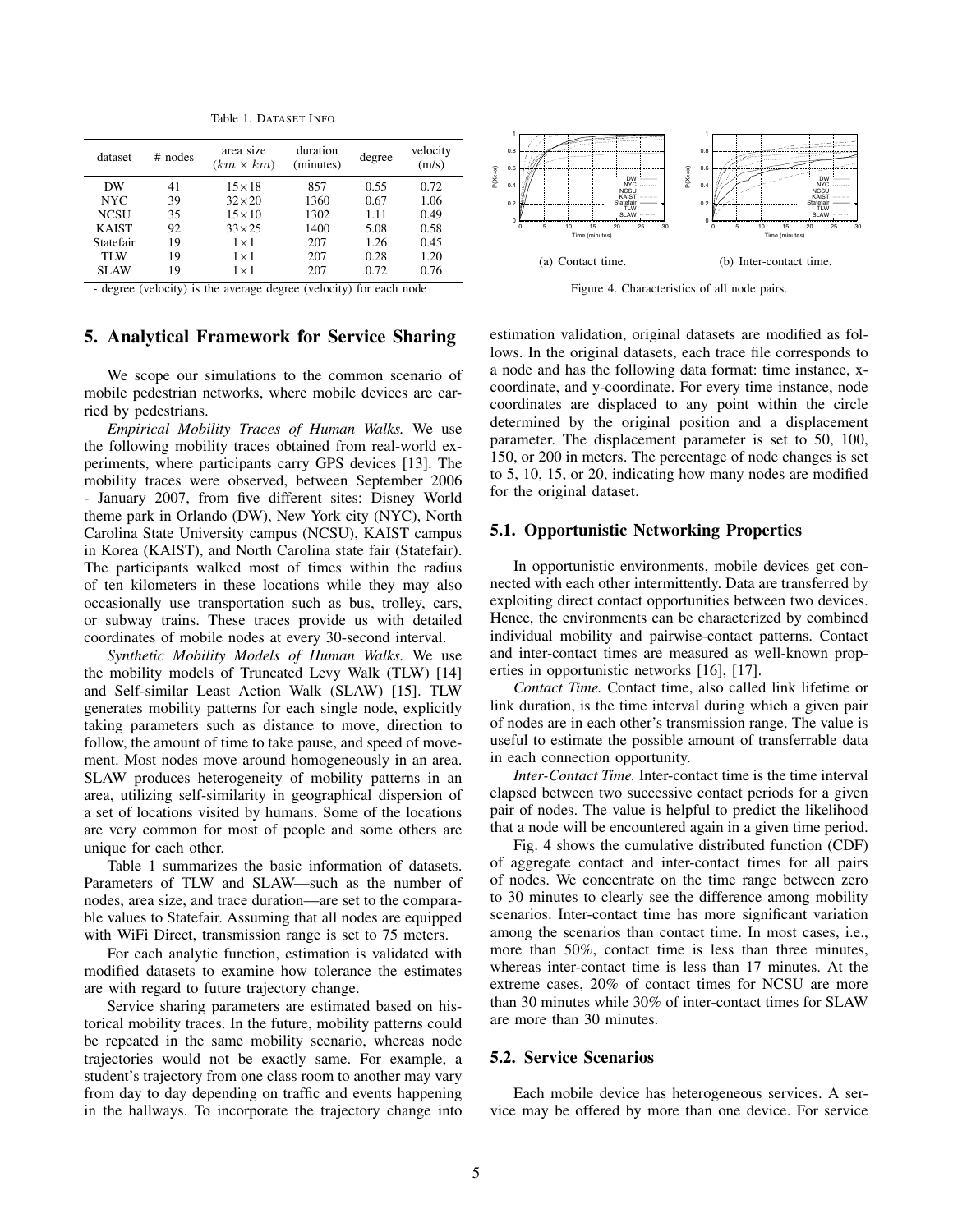Table 1. DATASET INFO

| dataset | # nodes | area size ($km \times km$) | duration (minutes) | degree | velocity (m/s) |
|---|---|---|---|---|---|
| DW | 41 | 15×18 | 857 | 0.55 | 0.72 |
| NYC | 39 | 32×20 | 1360 | 0.67 | 1.06 |
| NCSU | 35 | 15×10 | 1302 | 1.11 | 0.49 |
| KAIST | 92 | 33×25 | 1400 | 5.08 | 0.58 |
| Statefair | 19 | 1×1 | 207 | 1.26 | 0.45 |
| TLW | 19 | 1×1 | 207 | 0.28 | 1.20 |
| SLAW | 19 | 1×1 | 207 | 0.72 | 0.76 |

- degree (velocity) is the average degree (velocity) for each node

(a) Contact time. (b) Inter-contact time.

Figure 4. Characteristics of all node pairs.

## 5. Analytical Framework for Service Sharing

We scope our simulations to the common scenario of mobile pedestrian networks, where mobile devices are carried by pedestrians.

*Empirical Mobility Traces of Human Walks.* We use the following mobility traces obtained from real-world experiments, where participants carry GPS devices [13]. The mobility traces were observed, between September 2006 - January 2007, from five different sites: Disney World theme park in Orlando (DW), New York city (NYC), North Carolina State University campus (NCSU), KAIST campus in Korea (KAIST), and North Carolina state fair (Statefair). The participants walked most of times within the radius of ten kilometers in these locations while they may also occasionally use transportation such as bus, trolley, cars, or subway trains. These traces provide us with detailed coordinates of mobile nodes at every 30-second interval.

*Synthetic Mobility Models of Human Walks.* We use the mobility models of Truncated Levy Walk (TLW) [14] and Self-similar Least Action Walk (SLAW) [15]. TLW generates mobility patterns for each single node, explicitly taking parameters such as distance to move, direction to follow, the amount of time to take pause, and speed of movement. Most nodes move around homogeneously in an area. SLAW produces heterogeneity of mobility patterns in an area, utilizing self-similarity in geographical dispersion of a set of locations visited by humans. Some of the locations are very common for most of people and some others are unique for each other.

Table 1 summarizes the basic information of datasets. Parameters of TLW and SLAW—such as the number of nodes, area size, and trace duration—are set to the comparable values to Statefair. Assuming that all nodes are equipped with WiFi Direct, transmission range is set to 75 meters.

For each analytic function, estimation is validated with modified datasets to examine how tolerance the estimates are with regard to future trajectory change.

Service sharing parameters are estimated based on historical mobility traces. In the future, mobility patterns could be repeated in the same mobility scenario, whereas node trajectories would not be exactly same. For example, a student's trajectory from one class room to another may vary from day to day depending on traffic and events happening in the hallways. To incorporate the trajectory change into estimation validation, original datasets are modified as follows. In the original datasets, each trace file corresponds to a node and has the following data format: time instance, x-coordinate, and y-coordinate. For every time instance, node coordinates are displaced to any point within the circle determined by the original position and a displacement parameter. The displacement parameter is set to 50, 100, 150, or 200 in meters. The percentage of node changes is set to 5, 10, 15, or 20, indicating how many nodes are modified for the original dataset.

### 5.1. Opportunistic Networking Properties

In opportunistic environments, mobile devices get connected with each other intermittently. Data are transferred by exploiting direct contact opportunities between two devices. Hence, the environments can be characterized by combined individual mobility and pairwise-contact patterns. Contact and inter-contact times are measured as well-known properties in opportunistic networks [16], [17].

*Contact Time.* Contact time, also called link lifetime or link duration, is the time interval during which a given pair of nodes are in each other's transmission range. The value is useful to estimate the possible amount of transferrable data in each connection opportunity.

*Inter-Contact Time.* Inter-contact time is the time interval elapsed between two successive contact periods for a given pair of nodes. The value is helpful to predict the likelihood that a node will be encountered again in a given time period.

Fig. 4 shows the cumulative distributed function (CDF) of aggregate contact and inter-contact times for all pairs of nodes. We concentrate on the time range between zero to 30 minutes to clearly see the difference among mobility scenarios. Inter-contact time has more significant variation among the scenarios than contact time. In most cases, i.e., more than 50%, contact time is less than three minutes, whereas inter-contact time is less than 17 minutes. At the extreme cases, 20% of contact times for NCSU are more than 30 minutes while 30% of inter-contact times for SLAW are more than 30 minutes.

### 5.2. Service Scenarios

Each mobile device has heterogeneous services. A service may be offered by more than one device. For service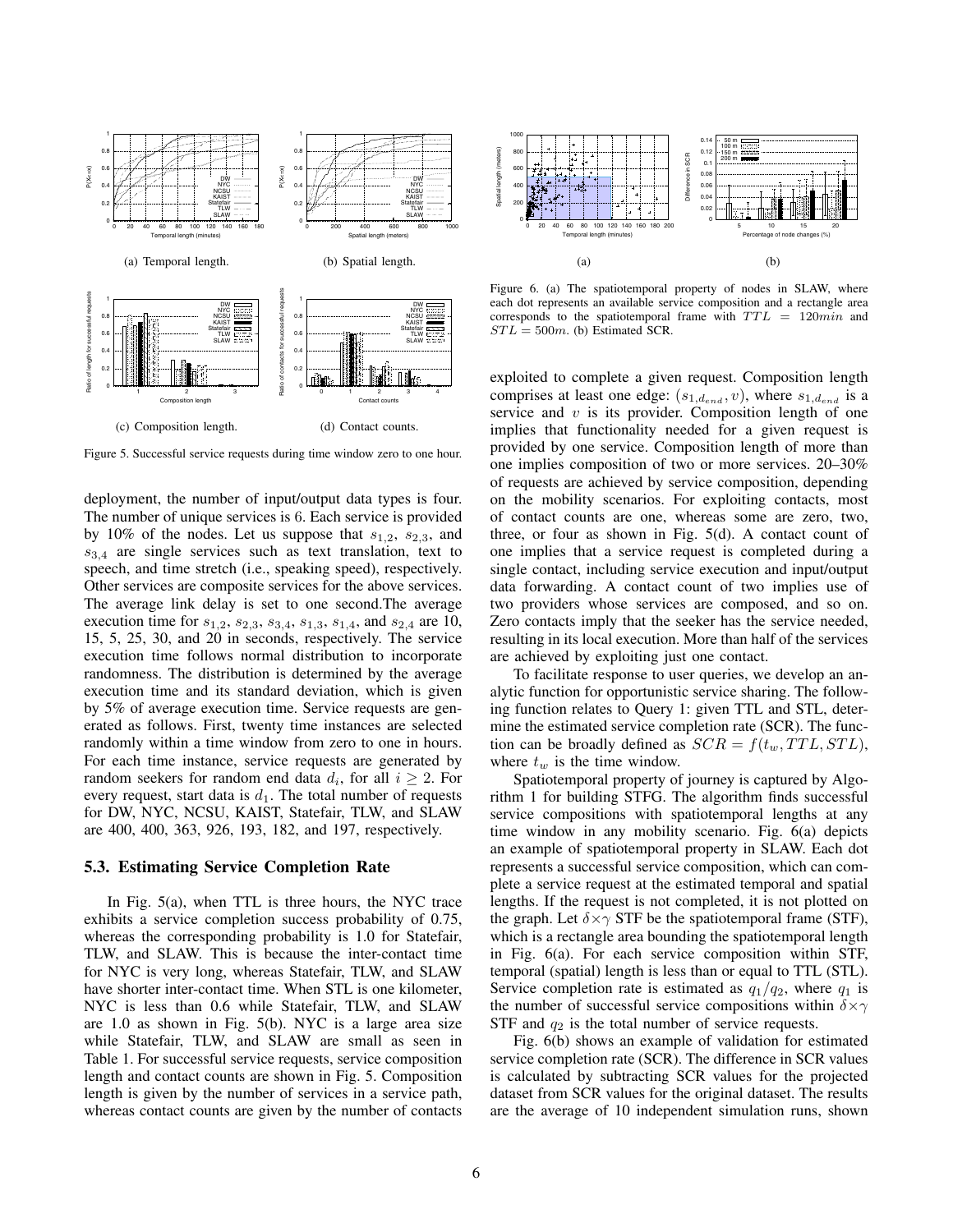(a) Temporal length.

(b) Spatial length.

(c) Composition length.

(d) Contact counts.

Figure 5. Successful service requests during time window zero to one hour.

deployment, the number of input/output data types is four. The number of unique services is 6. Each service is provided by 10% of the nodes. Let us suppose that $s_{1,2}$, $s_{2,3}$, and $s_{3,4}$ are single services such as text translation, text to speech, and time stretch (i.e., speaking speed), respectively. Other services are composite services for the above services. The average link delay is set to one second.The average execution time for $s_{1,2}$, $s_{2,3}$, $s_{3,4}$, $s_{1,3}$, $s_{1,4}$, and $s_{2,4}$ are 10, 15, 5, 25, 30, and 20 in seconds, respectively. The service execution time follows normal distribution to incorporate randomness. The distribution is determined by the average execution time and its standard deviation, which is given by 5% of average execution time. Service requests are generated as follows. First, twenty time instances are selected randomly within a time window from zero to one in hours. For each time instance, service requests are generated by random seekers for random end data $d_i$, for all $i \geq 2$. For every request, start data is $d_1$. The total number of requests for DW, NYC, NCSU, KAIST, Statefair, TLW, and SLAW are 400, 400, 363, 926, 193, 182, and 197, respectively.

### 5.3. Estimating Service Completion Rate

In Fig. 5(a), when TTL is three hours, the NYC trace exhibits a service completion success probability of 0.75, whereas the corresponding probability is 1.0 for Statefair, TLW, and SLAW. This is because the inter-contact time for NYC is very long, whereas Statefair, TLW, and SLAW have shorter inter-contact time. When STL is one kilometer, NYC is less than 0.6 while Statefair, TLW, and SLAW are 1.0 as shown in Fig. 5(b). NYC is a large area size while Statefair, TLW, and SLAW are small as seen in Table 1. For successful service requests, service composition length and contact counts are shown in Fig. 5. Composition length is given by the number of services in a service path, whereas contact counts are given by the number of contacts

(a)

(b)

Figure 6. (a) The spatiotemporal property of nodes in SLAW, where each dot represents an available service composition and a rectangle area corresponds to the spatiotemporal frame with $TTL = 120min$ and $STL = 500m$. (b) Estimated SCR.

exploited to complete a given request. Composition length comprises at least one edge: $(s_{1,d_{end}}, v)$, where $s_{1,d_{end}}$ is a service and $v$ is its provider. Composition length of one implies that functionality needed for a given request is provided by one service. Composition length of more than one implies composition of two or more services. 20–30% of requests are achieved by service composition, depending on the mobility scenarios. For exploiting contacts, most of contact counts are one, whereas some are zero, two, three, or four as shown in Fig. 5(d). A contact count of one implies that a service request is completed during a single contact, including service execution and input/output data forwarding. A contact count of two implies use of two providers whose services are composed, and so on. Zero contacts imply that the seeker has the service needed, resulting in its local execution. More than half of the services are achieved by exploiting just one contact.

To facilitate response to user queries, we develop an analytic function for opportunistic service sharing. The following function relates to Query 1: given TTL and STL, determine the estimated service completion rate (SCR). The function can be broadly defined as $SCR = f(t_w, TTL, STL)$, where $t_w$ is the time window.

Spatiotemporal property of journey is captured by Algorithm 1 for building STFG. The algorithm finds successful service compositions with spatiotemporal lengths at any time window in any mobility scenario. Fig. 6(a) depicts an example of spatiotemporal property in SLAW. Each dot represents a successful service composition, which can complete a service request at the estimated temporal and spatial lengths. If the request is not completed, it is not plotted on the graph. Let $\delta \times \gamma$ STF be the spatiotemporal frame (STF), which is a rectangle area bounding the spatiotemporal length in Fig. 6(a). For each service composition within STF, temporal (spatial) length is less than or equal to TTL (STL). Service completion rate is estimated as $q_1/q_2$, where $q_1$ is the number of successful service compositions within $\delta \times \gamma$ STF and $q_2$ is the total number of service requests.

Fig. 6(b) shows an example of validation for estimated service completion rate (SCR). The difference in SCR values is calculated by subtracting SCR values for the projected dataset from SCR values for the original dataset. The results are the average of 10 independent simulation runs, shown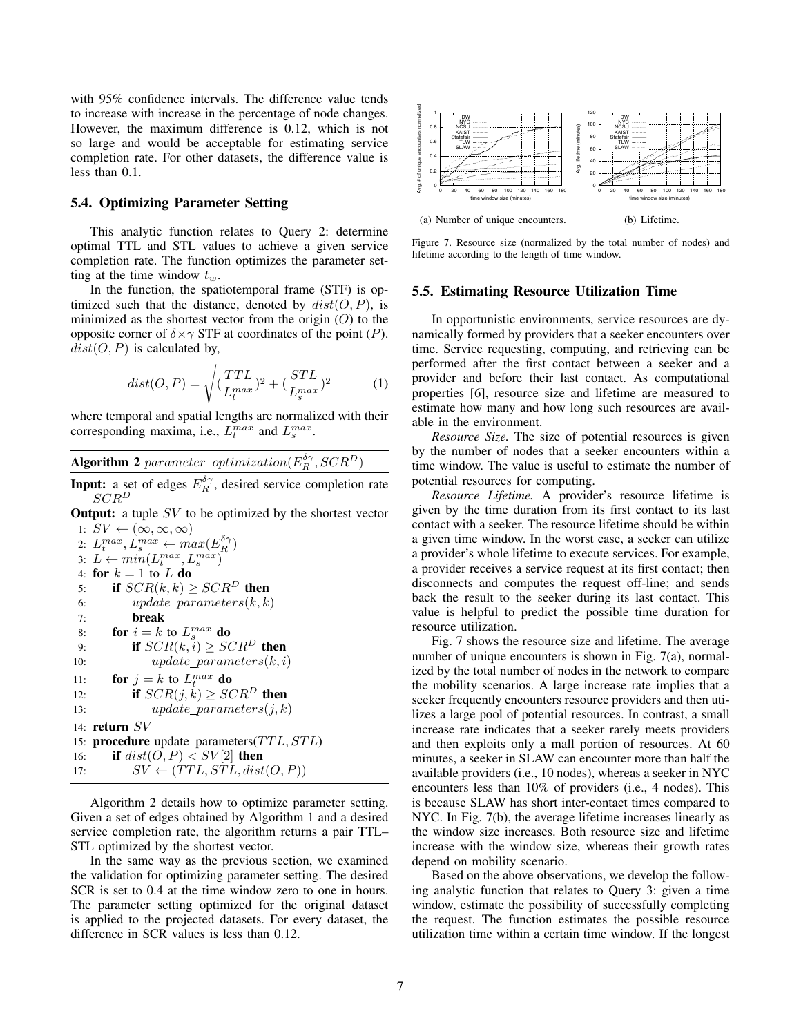with 95% confidence intervals. The difference value tends to increase with increase in the percentage of node changes. However, the maximum difference is 0.12, which is not so large and would be acceptable for estimating service completion rate. For other datasets, the difference value is less than 0.1.

### 5.4. Optimizing Parameter Setting

This analytic function relates to Query 2: determine optimal TTL and STL values to achieve a given service completion rate. The function optimizes the parameter setting at the time window $t_w$.

In the function, the spatiotemporal frame (STF) is optimized such that the distance, denoted by $dist(O,P)$, is minimized as the shortest vector from the origin ($O$) to the opposite corner of $\delta \times \gamma$ STF at coordinates of the point ($P$). $dist(O,P)$ is calculated by,

$$dist(O,P) = \sqrt{(\frac{TTL}{L_t^{max}})^2 + (\frac{STL}{L_s^{max}})^2} \quad (1)$$

where temporal and spatial lengths are normalized with their corresponding maxima, i.e., $L_t^{max}$ and $L_s^{max}$.

**Algorithm 2** $parameter\_optimization(E_R^{\delta\gamma}, SCR^D)$

**Input:** a set of edges $E_R^{\delta\gamma}$, desired service completion rate $SCR^D$

**Output:** a tuple $SV$ to be optimized by the shortest vector

```
1:  SV ← (∞, ∞, ∞)
2:  L_t^max, L_s^max ← max(E_R^δγ)
3:  L ← min(L_t^max, L_s^max)
4:  for k = 1 to L do
5:      if SCR(k,k) ≥ SCR^D then
6:          update_parameters(k,k)
7:          break
8:      for i = k to L_s^max do
9:          if SCR(k,i) ≥ SCR^D then
10:             update_parameters(k,i)
11:     for j = k to L_t^max do
12:         if SCR(j,k) ≥ SCR^D then
13:             update_parameters(j,k)
14: return SV
15: procedure update_parameters(TTL, STL)
16:     if dist(O,P) < SV[2] then
17:         SV ← (TTL, STL, dist(O,P))
```

Algorithm 2 details how to optimize parameter setting. Given a set of edges obtained by Algorithm 1 and a desired service completion rate, the algorithm returns a pair TTL–STL optimized by the shortest vector.

In the same way as the previous section, we examined the validation for optimizing parameter setting. The desired SCR is set to 0.4 at the time window zero to one in hours. The parameter setting optimized for the original dataset is applied to the projected datasets. For every dataset, the difference in SCR values is less than 0.12.

(a) Number of unique encounters. (b) Lifetime.

Figure 7. Resource size (normalized by the total number of nodes) and lifetime according to the length of time window.

### 5.5. Estimating Resource Utilization Time

In opportunistic environments, service resources are dynamically formed by providers that a seeker encounters over time. Service requesting, computing, and retrieving can be performed after the first contact between a seeker and a provider and before their last contact. As computational properties [6], resource size and lifetime are measured to estimate how many and how long such resources are available in the environment.

*Resource Size.* The size of potential resources is given by the number of nodes that a seeker encounters within a time window. The value is useful to estimate the number of potential resources for computing.

*Resource Lifetime.* A provider's resource lifetime is given by the time duration from its first contact to its last contact with a seeker. The resource lifetime should be within a given time window. In the worst case, a seeker can utilize a provider's whole lifetime to execute services. For example, a provider receives a service request at its first contact; then disconnects and computes the request off-line; and sends back the result to the seeker during its last contact. This value is helpful to predict the possible time duration for resource utilization.

Fig. 7 shows the resource size and lifetime. The average number of unique encounters is shown in Fig. 7(a), normalized by the total number of nodes in the network to compare the mobility scenarios. A large increase rate implies that a seeker frequently encounters resource providers and then utilizes a large pool of potential resources. In contrast, a small increase rate indicates that a seeker rarely meets providers and then exploits only a mall portion of resources. At 60 minutes, a seeker in SLAW can encounter more than half the available providers (i.e., 10 nodes), whereas a seeker in NYC encounters less than 10% of providers (i.e., 4 nodes). This is because SLAW has short inter-contact times compared to NYC. In Fig. 7(b), the average lifetime increases linearly as the window size increases. Both resource size and lifetime increase with the window size, whereas their growth rates depend on mobility scenario.

Based on the above observations, we develop the following analytic function that relates to Query 3: given a time window, estimate the possibility of successfully completing the request. The function estimates the possible resource utilization time within a certain time window. If the longest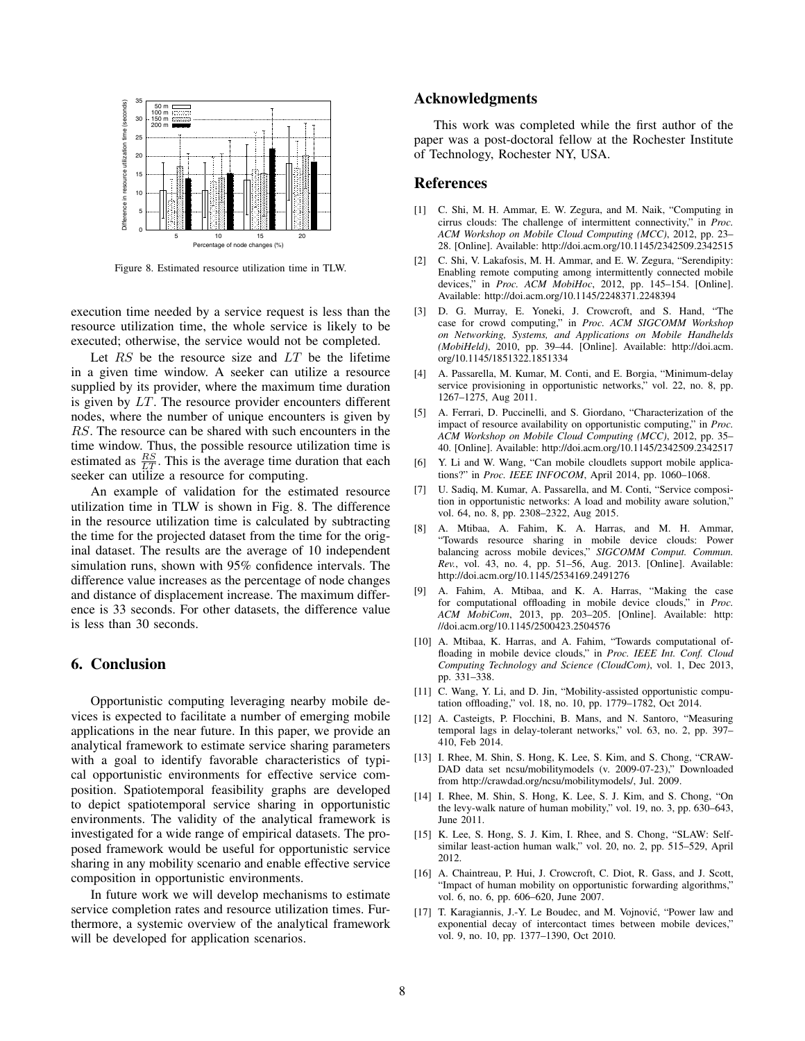35
30
25
20
15
10
5
0
Difference in resource utilization time (seconds)
50 m
100 m
150 m
200 m
5
10
15
20
Percentage of node changes (%)

Figure 8. Estimated resource utilization time in TLW.

execution time needed by a service request is less than the resource utilization time, the whole service is likely to be executed; otherwise, the service would not be completed.

Let $RS$ be the resource size and $LT$ be the lifetime in a given time window. A seeker can utilize a resource supplied by its provider, where the maximum time duration is given by $LT$. The resource provider encounters different nodes, where the number of unique encounters is given by $RS$. The resource can be shared with such encounters in the time window. Thus, the possible resource utilization time is estimated as $\frac{RS}{LT}$. This is the average time duration that each seeker can utilize a resource for computing.

An example of validation for the estimated resource utilization time in TLW is shown in Fig. 8. The difference in the resource utilization time is calculated by subtracting the time for the projected dataset from the time for the original dataset. The results are the average of 10 independent simulation runs, shown with 95% confidence intervals. The difference value increases as the percentage of node changes and distance of displacement increase. The maximum difference is 33 seconds. For other datasets, the difference value is less than 30 seconds.

## 6. Conclusion

Opportunistic computing leveraging nearby mobile devices is expected to facilitate a number of emerging mobile applications in the near future. In this paper, we provide an analytical framework to estimate service sharing parameters with a goal to identify favorable characteristics of typical opportunistic environments for effective service composition. Spatiotemporal feasibility graphs are developed to depict spatiotemporal service sharing in opportunistic environments. The validity of the analytical framework is investigated for a wide range of empirical datasets. The proposed framework would be useful for opportunistic service sharing in any mobility scenario and enable effective service composition in opportunistic environments.

In future work we will develop mechanisms to estimate service completion rates and resource utilization times. Furthermore, a systemic overview of the analytical framework will be developed for application scenarios.

## Acknowledgments

This work was completed while the first author of the paper was a post-doctoral fellow at the Rochester Institute of Technology, Rochester NY, USA.

## References

[1] C. Shi, M. H. Ammar, E. W. Zegura, and M. Naik, "Computing in cirrus clouds: The challenge of intermittent connectivity," in *Proc. ACM Workshop on Mobile Cloud Computing (MCC)*, 2012, pp. 23–28. [Online]. Available: http://doi.acm.org/10.1145/2342509.2342515

[2] C. Shi, V. Lakafosis, M. H. Ammar, and E. W. Zegura, "Serendipity: Enabling remote computing among intermittently connected mobile devices," in *Proc. ACM MobiHoc*, 2012, pp. 145–154. [Online]. Available: http://doi.acm.org/10.1145/2248371.2248394

[3] D. G. Murray, E. Yoneki, J. Crowcroft, and S. Hand, "The case for crowd computing," in *Proc. ACM SIGCOMM Workshop on Networking, Systems, and Applications on Mobile Handhelds (MobiHeld)*, 2010, pp. 39–44. [Online]. Available: http://doi.acm.org/10.1145/1851322.1851334

[4] A. Passarella, M. Kumar, M. Conti, and E. Borgia, "Minimum-delay service provisioning in opportunistic networks," vol. 22, no. 8, pp. 1267–1275, Aug 2011.

[5] A. Ferrari, D. Puccinelli, and S. Giordano, "Characterization of the impact of resource availability on opportunistic computing," in *Proc. ACM Workshop on Mobile Cloud Computing (MCC)*, 2012, pp. 35–40. [Online]. Available: http://doi.acm.org/10.1145/2342509.2342517

[6] Y. Li and W. Wang, "Can mobile cloudlets support mobile applications?" in *Proc. IEEE INFOCOM*, April 2014, pp. 1060–1068.

[7] U. Sadiq, M. Kumar, A. Passarella, and M. Conti, "Service composition in opportunistic networks: A load and mobility aware solution," vol. 64, no. 8, pp. 2308–2322, Aug 2015.

[8] A. Mtibaa, A. Fahim, K. A. Harras, and M. H. Ammar, "Towards resource sharing in mobile device clouds: Power balancing across mobile devices," *SIGCOMM Comput. Commun. Rev.*, vol. 43, no. 4, pp. 51–56, Aug. 2013. [Online]. Available: http://doi.acm.org/10.1145/2534169.2491276

[9] A. Fahim, A. Mtibaa, and K. A. Harras, "Making the case for computational offloading in mobile device clouds," in *Proc. ACM MobiCom*, 2013, pp. 203–205. [Online]. Available: http://doi.acm.org/10.1145/2500423.2504576

[10] A. Mtibaa, K. Harras, and A. Fahim, "Towards computational offloading in mobile device clouds," in *Proc. IEEE Int. Conf. Cloud Computing Technology and Science (CloudCom)*, vol. 1, Dec 2013, pp. 331–338.

[11] C. Wang, Y. Li, and D. Jin, "Mobility-assisted opportunistic computation offloading," vol. 18, no. 10, pp. 1779–1782, Oct 2014.

[12] A. Casteigts, P. Flocchini, B. Mans, and N. Santoro, "Measuring temporal lags in delay-tolerant networks," vol. 63, no. 2, pp. 397–410, Feb 2014.

[13] I. Rhee, M. Shin, S. Hong, K. Lee, S. Kim, and S. Chong, "CRAWDAD data set ncsu/mobilitymodels (v. 2009-07-23)," Downloaded from http://crawdad.org/ncsu/mobilitymodels/, Jul. 2009.

[14] I. Rhee, M. Shin, S. Hong, K. Lee, S. J. Kim, and S. Chong, "On the levy-walk nature of human mobility," vol. 19, no. 3, pp. 630–643, June 2011.

[15] K. Lee, S. Hong, S. J. Kim, I. Rhee, and S. Chong, "SLAW: Self-similar least-action human walk," vol. 20, no. 2, pp. 515–529, April 2012.

[16] A. Chaintreau, P. Hui, J. Crowcroft, C. Diot, R. Gass, and J. Scott, "Impact of human mobility on opportunistic forwarding algorithms," vol. 6, no. 6, pp. 606–620, June 2007.

[17] T. Karagiannis, J.-Y. Le Boudec, and M. Vojnović, "Power law and exponential decay of intercontact times between mobile devices," vol. 9, no. 10, pp. 1377–1390, Oct 2010.